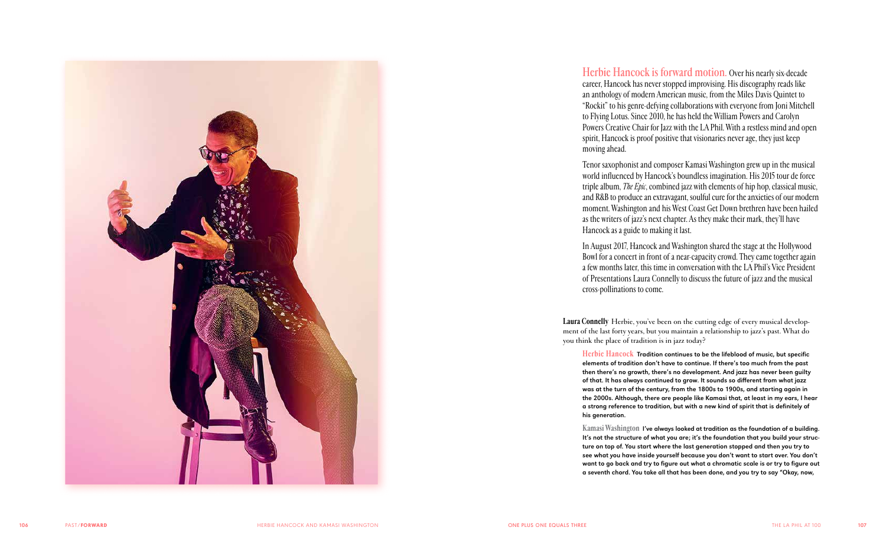**Herbie Hancock is forward motion.** Over his nearly six-decade career, Hancock has never stopped improvising. His discography reads like an anthology of modern American music, from the Miles Davis Quintet to "Rockit" to his genre-defying collaborations with everyone from Joni Mitchell to Flying Lotus. Since 2010, he has held the William Powers and Carolyn Powers Creative Chair for Jazz with the LA Phil. With a restless mind and open spirit, Hancock is proof positive that visionaries never age, they just keep moving ahead.

Tenor saxophonist and composer Kamasi Washington grew up in the musical world influenced by Hancock's boundless imagination. His 2015 tour de force triple album, *The Epic*, combined jazz with elements of hip hop, classical music, and R&B to produce an extravagant, soulful cure for the anxieties of our modern moment. Washington and his West Coast Get Down brethren have been hailed as the writers of jazz's next chapter. As they make their mark, they'll have Hancock as a guide to making it last.

In August 2017, Hancock and Washington shared the stage at the Hollywood Bowl for a concert in front of a near-capacity crowd. They came together again a few months later, this time in conversation with the LA Phil's Vice President of Presentations Laura Connelly to discuss the future of jazz and the musical cross-pollinations to come.

**Laura Connelly** Herbie, you've been on the cutting edge of every musical development of the last forty years, but you maintain a relationship to jazz's past. What do you think the place of tradition is in jazz today?

**Herbie Hancock** **Tradition continues to be the lifeblood of music, but specific elements of tradition don't have to continue. If there's too much from the past then there's no growth, there's no development. And jazz has never been guilty of that. It has always continued to grow. It sounds so different from what jazz was at the turn of the century, from the 1800s to 1900s, and starting again in the 2000s. Although, there are people like Kamasi that, at least in my ears, I hear a strong reference to tradition, but with a new kind of spirit that is definitely of his generation.**

**Kamasi Washington** **I've always looked at tradition as the foundation of a building. It's not the structure of what you are; it's the foundation that you build your structure on top of. You start where the last generation stopped and then you try to see what you have inside yourself because you don't want to start over. You don't want to go back and try to figure out what a chromatic scale is or try to figure out a seventh chord. You take all that has been done, and you try to say "Okay, now,**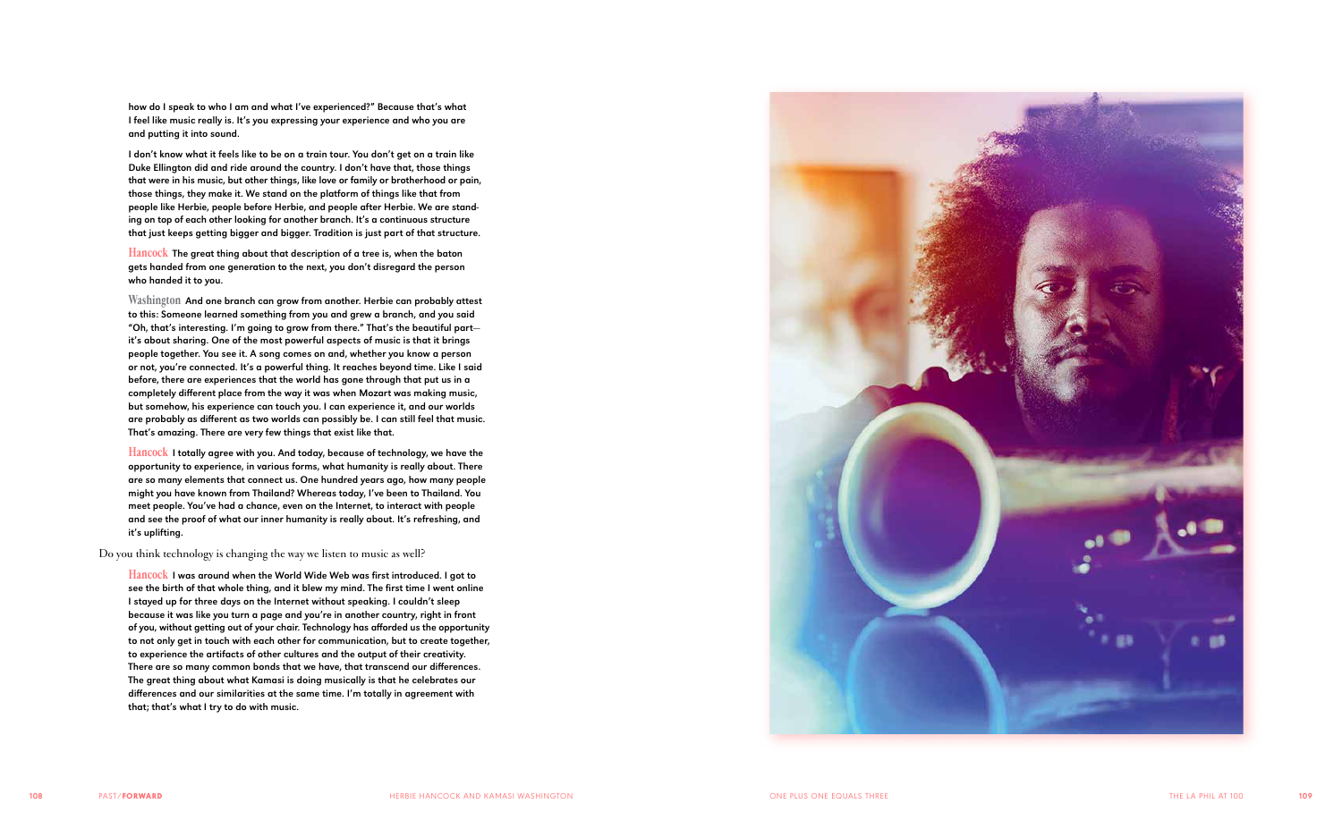how do I speak to who I am and what I've experienced?" Because that's what I feel like music really is. It's you expressing your experience and who you are and putting it into sound.

I don't know what it feels like to be on a train tour. You don't get on a train like Duke Ellington did and ride around the country. I don't have that, those things that were in his music, but other things, like love or family or brotherhood or pain, those things, they make it. We stand on the platform of things like that from people like Herbie, people before Herbie, and people after Herbie. We are standing on top of each other looking for another branch. It's a continuous structure that just keeps getting bigger and bigger. Tradition is just part of that structure.

**Hancock** The great thing about that description of a tree is, when the baton gets handed from one generation to the next, you don't disregard the person who handed it to you.

**Washington** And one branch can grow from another. Herbie can probably attest to this: Someone learned something from you and grew a branch, and you said "Oh, that's interesting. I'm going to grow from there." That's the beautiful part—it's about sharing. One of the most powerful aspects of music is that it brings people together. You see it. A song comes on and, whether you know a person or not, you're connected. It's a powerful thing. It reaches beyond time. Like I said before, there are experiences that the world has gone through that put us in a completely different place from the way it was when Mozart was making music, but somehow, his experience can touch you. I can experience it, and our worlds are probably as different as two worlds can possibly be. I can still feel that music. That's amazing. There are very few things that exist like that.

**Hancock** I totally agree with you. And today, because of technology, we have the opportunity to experience, in various forms, what humanity is really about. There are so many elements that connect us. One hundred years ago, how many people might you have known from Thailand? Whereas today, I've been to Thailand. You meet people. You've had a chance, even on the Internet, to interact with people and see the proof of what our inner humanity is really about. It's refreshing, and it's uplifting.

Do you think technology is changing the way we listen to music as well?

**Hancock** I was around when the World Wide Web was first introduced. I got to see the birth of that whole thing, and it blew my mind. The first time I went online I stayed up for three days on the Internet without speaking. I couldn't sleep because it was like you turn a page and you're in another country, right in front of you, without getting out of your chair. Technology has afforded us the opportunity to not only get in touch with each other for communication, but to create together, to experience the artifacts of other cultures and the output of their creativity. There are so many common bonds that we have, that transcend our differences. The great thing about what Kamasi is doing musically is that he celebrates our differences and our similarities at the same time. I'm totally in agreement with that; that's what I try to do with music.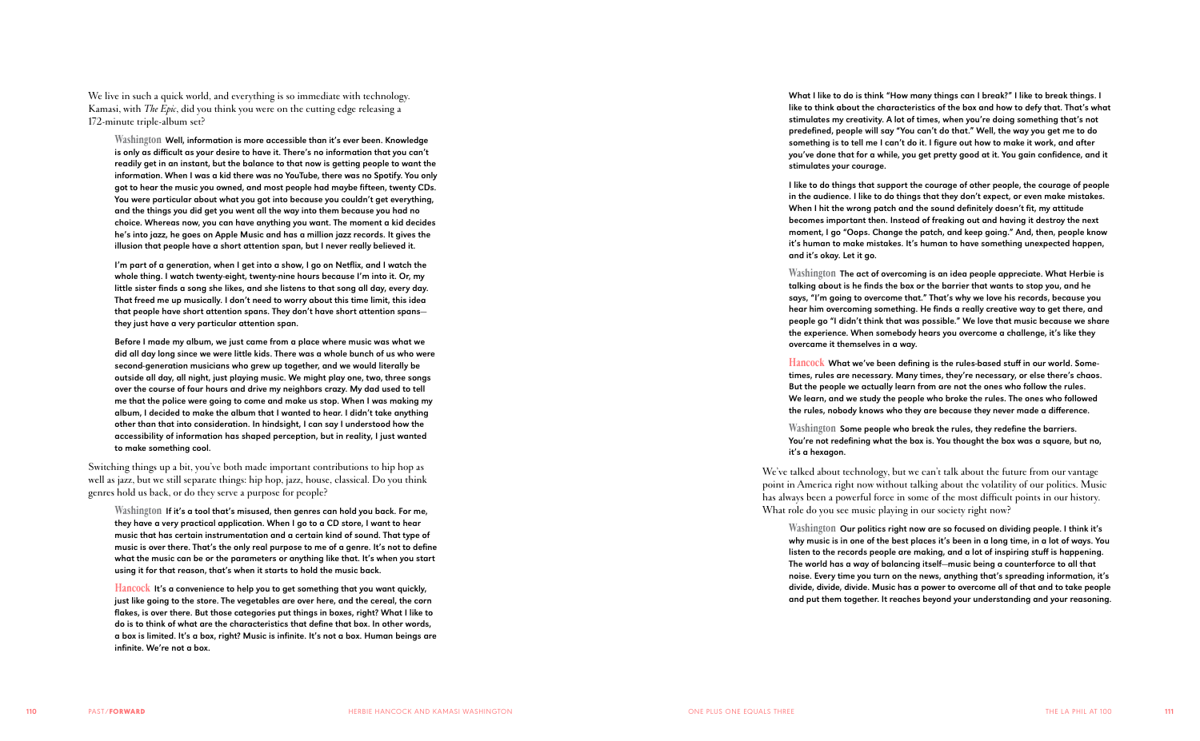We live in such a quick world, and everything is so immediate with technology. Kamasi, with *The Epic*, did you think you were on the cutting edge releasing a 172-minute triple-album set?

**Washington** **Well, information is more accessible than it's ever been. Knowledge is only as difficult as your desire to have it. There's no information that you can't readily get in an instant, but the balance to that now is getting people to want the information. When I was a kid there was no YouTube, there was no Spotify. You only got to hear the music you owned, and most people had maybe fifteen, twenty CDs. You were particular about what you got into because you couldn't get everything, and the things you did get you went all the way into them because you had no choice. Whereas now, you can have anything you want. The moment a kid decides he's into jazz, he goes on Apple Music and has a million jazz records. It gives the illusion that people have a short attention span, but I never really believed it.**

**I'm part of a generation, when I get into a show, I go on Netflix, and I watch the whole thing. I watch twenty-eight, twenty-nine hours because I'm into it. Or, my little sister finds a song she likes, and she listens to that song all day, every day. That freed me up musically. I don't need to worry about this time limit, this idea that people have short attention spans. They don't have short attention spans—they just have a very particular attention span.**

**Before I made my album, we just came from a place where music was what we did all day long since we were little kids. There was a whole bunch of us who were second-generation musicians who grew up together, and we would literally be outside all day, all night, just playing music. We might play one, two, three songs over the course of four hours and drive my neighbors crazy. My dad used to tell me that the police were going to come and make us stop. When I was making my album, I decided to make the album that I wanted to hear. I didn't take anything other than that into consideration. In hindsight, I can say I understood how the accessibility of information has shaped perception, but in reality, I just wanted to make something cool.**

Switching things up a bit, you've both made important contributions to hip hop as well as jazz, but we still separate things: hip hop, jazz, house, classical. Do you think genres hold us back, or do they serve a purpose for people?

**Washington** **If it's a tool that's misused, then genres can hold you back. For me, they have a very practical application. When I go to a CD store, I want to hear music that has certain instrumentation and a certain kind of sound. That type of music is over there. That's the only real purpose to me of a genre. It's not to define what the music can be or the parameters or anything like that. It's when you start using it for that reason, that's when it starts to hold the music back.**

**Hancock** **It's a convenience to help you to get something that you want quickly, just like going to the store. The vegetables are over here, and the cereal, the corn flakes, is over there. But those categories put things in boxes, right? What I like to do is to think of what are the characteristics that define that box. In other words, a box is limited. It's a box, right? Music is infinite. It's not a box. Human beings are infinite. We're not a box.**

**What I like to do is think "How many things can I break?" I like to break things. I like to think about the characteristics of the box and how to defy that. That's what stimulates my creativity. A lot of times, when you're doing something that's not predefined, people will say "You can't do that." Well, the way you get me to do something is to tell me I can't do it. I figure out how to make it work, and after you've done that for a while, you get pretty good at it. You gain confidence, and it stimulates your courage.**

**I like to do things that support the courage of other people, the courage of people in the audience. I like to do things that they don't expect, or even make mistakes. When I hit the wrong patch and the sound definitely doesn't fit, my attitude becomes important then. Instead of freaking out and having it destroy the next moment, I go "Oops. Change the patch, and keep going." And, then, people know it's human to make mistakes. It's human to have something unexpected happen, and it's okay. Let it go.**

**Washington** **The act of overcoming is an idea people appreciate. What Herbie is talking about is he finds the box or the barrier that wants to stop you, and he says, "I'm going to overcome that." That's why we love his records, because you hear him overcoming something. He finds a really creative way to get there, and people go "I didn't think that was possible." We love that music because we share the experience. When somebody hears you overcome a challenge, it's like they overcame it themselves in a way.**

**Hancock** **What we've been defining is the rules-based stuff in our world. Sometimes, rules are necessary. Many times, they're necessary, or else there's chaos. But the people we actually learn from are not the ones who follow the rules. We learn, and we study the people who broke the rules. The ones who followed the rules, nobody knows who they are because they never made a difference.**

**Washington** **Some people who break the rules, they redefine the barriers. You're not redefining what the box is. You thought the box was a square, but no, it's a hexagon.**

We've talked about technology, but we can't talk about the future from our vantage point in America right now without talking about the volatility of our politics. Music has always been a powerful force in some of the most difficult points in our history. What role do you see music playing in our society right now?

**Washington** **Our politics right now are so focused on dividing people. I think it's why music is in one of the best places it's been in a long time, in a lot of ways. You listen to the records people are making, and a lot of inspiring stuff is happening. The world has a way of balancing itself—music being a counterforce to all that noise. Every time you turn on the news, anything that's spreading information, it's divide, divide, divide. Music has a power to overcome all of that and to take people and put them together. It reaches beyond your understanding and your reasoning.**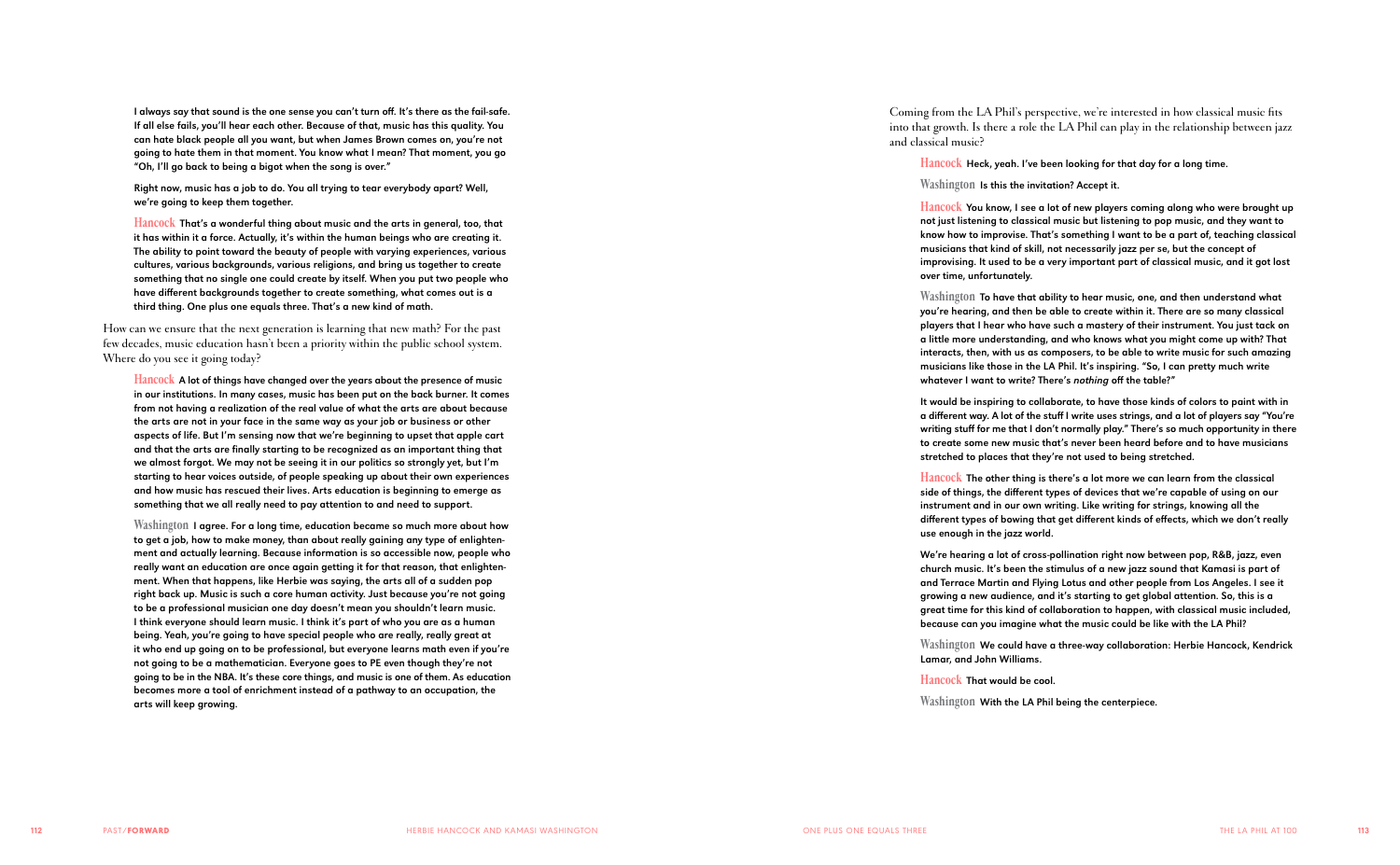**I always say that sound is the one sense you can't turn off. It's there as the fail-safe. If all else fails, you'll hear each other. Because of that, music has this quality. You can hate black people all you want, but when James Brown comes on, you're not going to hate them in that moment. You know what I mean? That moment, you go "Oh, I'll go back to being a bigot when the song is over."**

**Right now, music has a job to do. You all trying to tear everybody apart? Well, we're going to keep them together.**

Hancock **That's a wonderful thing about music and the arts in general, too, that it has within it a force. Actually, it's within the human beings who are creating it. The ability to point toward the beauty of people with varying experiences, various cultures, various backgrounds, various religions, and bring us together to create something that no single one could create by itself. When you put two people who have different backgrounds together to create something, what comes out is a third thing. One plus one equals three. That's a new kind of math.**

How can we ensure that the next generation is learning that new math? For the past few decades, music education hasn't been a priority within the public school system. Where do you see it going today?

Hancock **A lot of things have changed over the years about the presence of music in our institutions. In many cases, music has been put on the back burner. It comes from not having a realization of the real value of what the arts are about because the arts are not in your face in the same way as your job or business or other aspects of life. But I'm sensing now that we're beginning to upset that apple cart and that the arts are finally starting to be recognized as an important thing that we almost forgot. We may not be seeing it in our politics so strongly yet, but I'm starting to hear voices outside, of people speaking up about their own experiences and how music has rescued their lives. Arts education is beginning to emerge as something that we all really need to pay attention to and need to support.**

Washington **I agree. For a long time, education became so much more about how to get a job, how to make money, than about really gaining any type of enlightenment and actually learning. Because information is so accessible now, people who really want an education are once again getting it for that reason, that enlightenment. When that happens, like Herbie was saying, the arts all of a sudden pop right back up. Music is such a core human activity. Just because you're not going to be a professional musician one day doesn't mean you shouldn't learn music. I think everyone should learn music. I think it's part of who you are as a human being. Yeah, you're going to have special people who are really, really great at it who end up going on to be professional, but everyone learns math even if you're not going to be a mathematician. Everyone goes to PE even though they're not going to be in the NBA. It's these core things, and music is one of them. As education becomes more a tool of enrichment instead of a pathway to an occupation, the arts will keep growing.**

Coming from the LA Phil's perspective, we're interested in how classical music fits into that growth. Is there a role the LA Phil can play in the relationship between jazz and classical music?

Hancock **Heck, yeah. I've been looking for that day for a long time.**

Washington **Is this the invitation? Accept it.**

Hancock **You know, I see a lot of new players coming along who were brought up not just listening to classical music but listening to pop music, and they want to know how to improvise. That's something I want to be a part of, teaching classical musicians that kind of skill, not necessarily jazz per se, but the concept of improvising. It used to be a very important part of classical music, and it got lost over time, unfortunately.**

Washington **To have that ability to hear music, one, and then understand what you're hearing, and then be able to create within it. There are so many classical players that I hear who have such a mastery of their instrument. You just tack on a little more understanding, and who knows what you might come up with? That interacts, then, with us as composers, to be able to write music for such amazing musicians like those in the LA Phil. It's inspiring. "So, I can pretty much write whatever I want to write? There's *nothing* off the table?"**

**It would be inspiring to collaborate, to have those kinds of colors to paint with in a different way. A lot of the stuff I write uses strings, and a lot of players say "You're writing stuff for me that I don't normally play." There's so much opportunity in there to create some new music that's never been heard before and to have musicians stretched to places that they're not used to being stretched.**

Hancock **The other thing is there's a lot more we can learn from the classical side of things, the different types of devices that we're capable of using on our instrument and in our own writing. Like writing for strings, knowing all the different types of bowing that get different kinds of effects, which we don't really use enough in the jazz world.**

**We're hearing a lot of cross-pollination right now between pop, R&B, jazz, even church music. It's been the stimulus of a new jazz sound that Kamasi is part of and Terrace Martin and Flying Lotus and other people from Los Angeles. I see it growing a new audience, and it's starting to get global attention. So, this is a great time for this kind of collaboration to happen, with classical music included, because can you imagine what the music could be like with the LA Phil?**

Washington **We could have a three-way collaboration: Herbie Hancock, Kendrick Lamar, and John Williams.**

Hancock **That would be cool.**

Washington **With the LA Phil being the centerpiece.**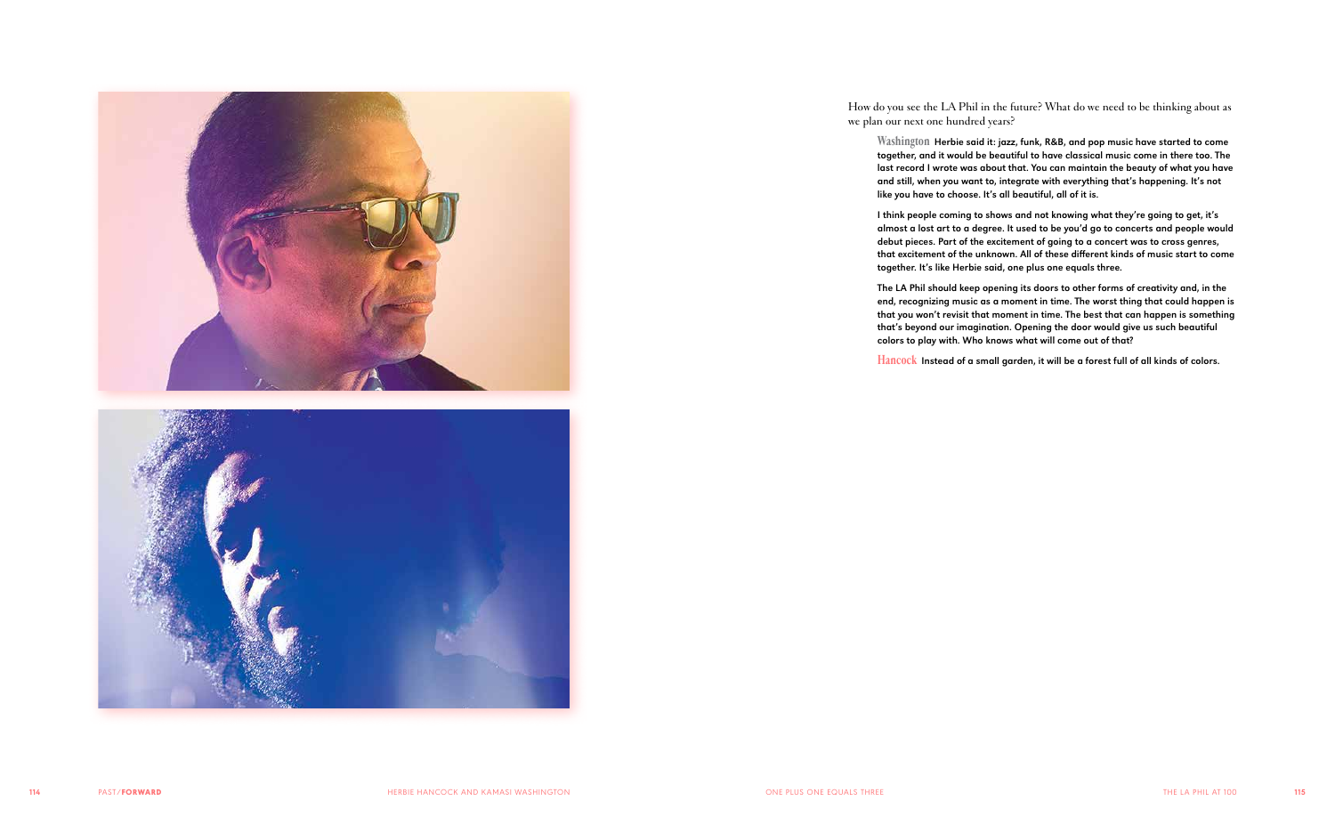How do you see the LA Phil in the future? What do we need to be thinking about as we plan our next one hundred years?

**Washington** Herbie said it: jazz, funk, R&B, and pop music have started to come together, and it would be beautiful to have classical music come in there too. The last record I wrote was about that. You can maintain the beauty of what you have and still, when you want to, integrate with everything that's happening. It's not like you have to choose. It's all beautiful, all of it is.

I think people coming to shows and not knowing what they're going to get, it's almost a lost art to a degree. It used to be you'd go to concerts and people would debut pieces. Part of the excitement of going to a concert was to cross genres, that excitement of the unknown. All of these different kinds of music start to come together. It's like Herbie said, one plus one equals three.

The LA Phil should keep opening its doors to other forms of creativity and, in the end, recognizing music as a moment in time. The worst thing that could happen is that you won't revisit that moment in time. The best that can happen is something that's beyond our imagination. Opening the door would give us such beautiful colors to play with. Who knows what will come out of that?

**Hancock** Instead of a small garden, it will be a forest full of all kinds of colors.